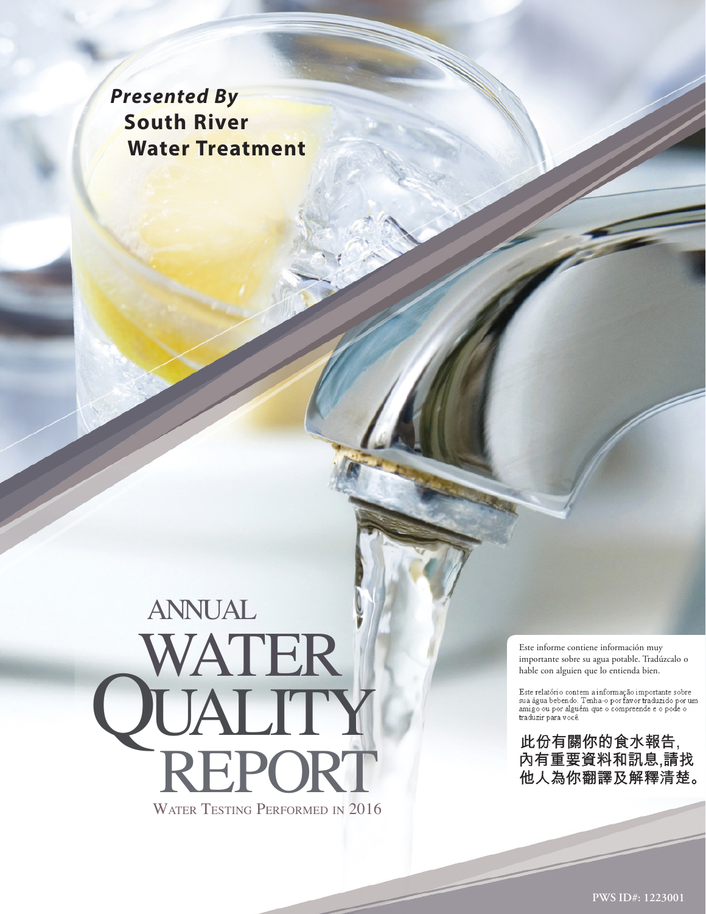*Presented By*
**South River Water Treatment**

# ANNUAL WATER QUALITY REPORT

WATER TESTING PERFORMED IN 2016

Este informe contiene información muy importante sobre su agua potable. Tradúzcalo o hable con alguien que lo entienda bien.

Este relatório contem a informação importante sobre sua água bebendo. Tenha-o por favor traduzido por um amigo ou por alguém que o compreende e o pode o traduzir para você.

**此份有關你的食水報告,內有重要資料和訊息,請找他人為你翻譯及解釋清楚。**

PWS ID#: 1223001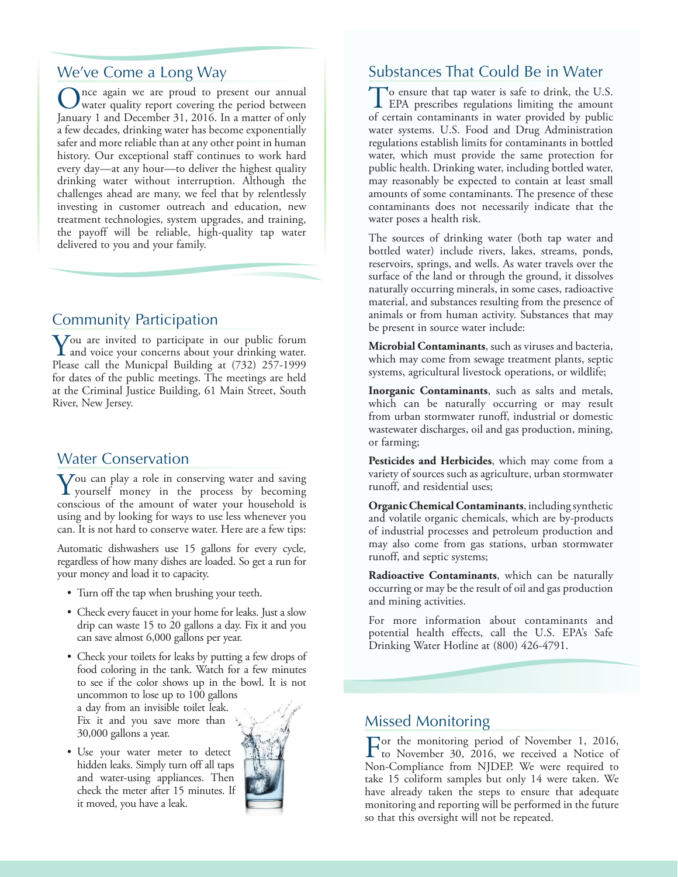## We've Come a Long Way

Once again we are proud to present our annual water quality report covering the period between January 1 and December 31, 2016. In a matter of only a few decades, drinking water has become exponentially safer and more reliable than at any other point in human history. Our exceptional staff continues to work hard every day—at any hour—to deliver the highest quality drinking water without interruption. Although the challenges ahead are many, we feel that by relentlessly investing in customer outreach and education, new treatment technologies, system upgrades, and training, the payoff will be reliable, high-quality tap water delivered to you and your family.

## Community Participation

You are invited to participate in our public forum and voice your concerns about your drinking water. Please call the Municipal Building at (732) 257-1999 for dates of the public meetings. The meetings are held at the Criminal Justice Building, 61 Main Street, South River, New Jersey.

## Water Conservation

You can play a role in conserving water and saving yourself money in the process by becoming conscious of the amount of water your household is using and by looking for ways to use less whenever you can. It is not hard to conserve water. Here are a few tips:

Automatic dishwashers use 15 gallons for every cycle, regardless of how many dishes are loaded. So get a run for your money and load it to capacity.

- Turn off the tap when brushing your teeth.
- Check every faucet in your home for leaks. Just a slow drip can waste 15 to 20 gallons a day. Fix it and you can save almost 6,000 gallons per year.
- Check your toilets for leaks by putting a few drops of food coloring in the tank. Watch for a few minutes to see if the color shows up in the bowl. It is not uncommon to lose up to 100 gallons a day from an invisible toilet leak. Fix it and you save more than 30,000 gallons a year.
- Use your water meter to detect hidden leaks. Simply turn off all taps and water-using appliances. Then check the meter after 15 minutes. If it moved, you have a leak.

## Substances That Could Be in Water

To ensure that tap water is safe to drink, the U.S. EPA prescribes regulations limiting the amount of certain contaminants in water provided by public water systems. U.S. Food and Drug Administration regulations establish limits for contaminants in bottled water, which must provide the same protection for public health. Drinking water, including bottled water, may reasonably be expected to contain at least small amounts of some contaminants. The presence of these contaminants does not necessarily indicate that the water poses a health risk.

The sources of drinking water (both tap water and bottled water) include rivers, lakes, streams, ponds, reservoirs, springs, and wells. As water travels over the surface of the land or through the ground, it dissolves naturally occurring minerals, in some cases, radioactive material, and substances resulting from the presence of animals or from human activity. Substances that may be present in source water include:

**Microbial Contaminants**, such as viruses and bacteria, which may come from sewage treatment plants, septic systems, agricultural livestock operations, or wildlife;

**Inorganic Contaminants**, such as salts and metals, which can be naturally occurring or may result from urban stormwater runoff, industrial or domestic wastewater discharges, oil and gas production, mining, or farming;

**Pesticides and Herbicides**, which may come from a variety of sources such as agriculture, urban stormwater runoff, and residential uses;

**Organic Chemical Contaminants**, including synthetic and volatile organic chemicals, which are by-products of industrial processes and petroleum production and may also come from gas stations, urban stormwater runoff, and septic systems;

**Radioactive Contaminants**, which can be naturally occurring or may be the result of oil and gas production and mining activities.

For more information about contaminants and potential health effects, call the U.S. EPA's Safe Drinking Water Hotline at (800) 426-4791.

## Missed Monitoring

For the monitoring period of November 1, 2016, to November 30, 2016, we received a Notice of Non-Compliance from NJDEP. We were required to take 15 coliform samples but only 14 were taken. We have already taken the steps to ensure that adequate monitoring and reporting will be performed in the future so that this oversight will not be repeated.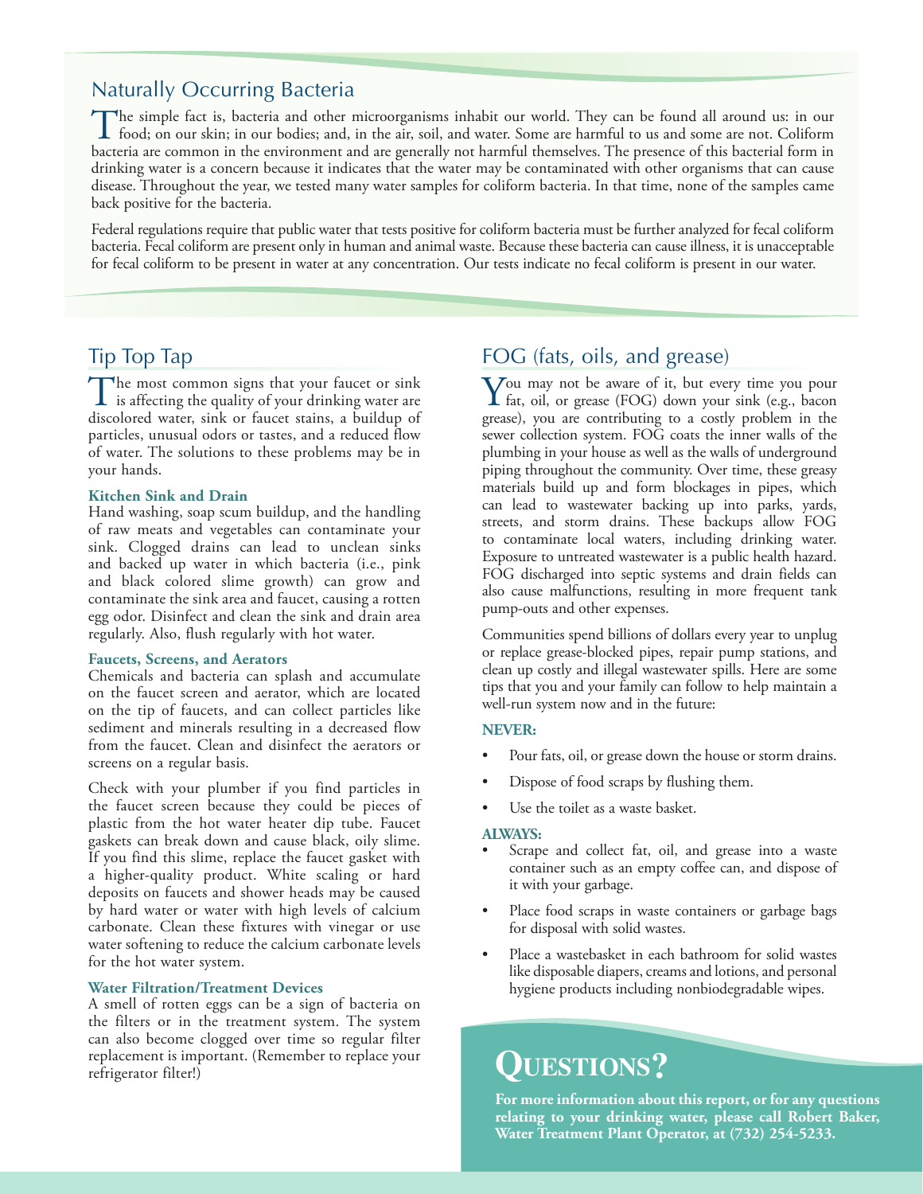## Naturally Occurring Bacteria

The simple fact is, bacteria and other microorganisms inhabit our world. They can be found all around us: in our food; on our skin; in our bodies; and, in the air, soil, and water. Some are harmful to us and some are not. Coliform bacteria are common in the environment and are generally not harmful themselves. The presence of this bacterial form in drinking water is a concern because it indicates that the water may be contaminated with other organisms that can cause disease. Throughout the year, we tested many water samples for coliform bacteria. In that time, none of the samples came back positive for the bacteria.

Federal regulations require that public water that tests positive for coliform bacteria must be further analyzed for fecal coliform bacteria. Fecal coliform are present only in human and animal waste. Because these bacteria can cause illness, it is unacceptable for fecal coliform to be present in water at any concentration. Our tests indicate no fecal coliform is present in our water.

## Tip Top Tap

The most common signs that your faucet or sink is affecting the quality of your drinking water are discolored water, sink or faucet stains, a buildup of particles, unusual odors or tastes, and a reduced flow of water. The solutions to these problems may be in your hands.

### Kitchen Sink and Drain

Hand washing, soap scum buildup, and the handling of raw meats and vegetables can contaminate your sink. Clogged drains can lead to unclean sinks and backed up water in which bacteria (i.e., pink and black colored slime growth) can grow and contaminate the sink area and faucet, causing a rotten egg odor. Disinfect and clean the sink and drain area regularly. Also, flush regularly with hot water.

### Faucets, Screens, and Aerators

Chemicals and bacteria can splash and accumulate on the faucet screen and aerator, which are located on the tip of faucets, and can collect particles like sediment and minerals resulting in a decreased flow from the faucet. Clean and disinfect the aerators or screens on a regular basis.

Check with your plumber if you find particles in the faucet screen because they could be pieces of plastic from the hot water heater dip tube. Faucet gaskets can break down and cause black, oily slime. If you find this slime, replace the faucet gasket with a higher-quality product. White scaling or hard deposits on faucets and shower heads may be caused by hard water or water with high levels of calcium carbonate. Clean these fixtures with vinegar or use water softening to reduce the calcium carbonate levels for the hot water system.

### Water Filtration/Treatment Devices

A smell of rotten eggs can be a sign of bacteria on the filters or in the treatment system. The system can also become clogged over time so regular filter replacement is important. (Remember to replace your refrigerator filter!)

## FOG (fats, oils, and grease)

You may not be aware of it, but every time you pour fat, oil, or grease (FOG) down your sink (e.g., bacon grease), you are contributing to a costly problem in the sewer collection system. FOG coats the inner walls of the plumbing in your house as well as the walls of underground piping throughout the community. Over time, these greasy materials build up and form blockages in pipes, which can lead to wastewater backing up into parks, yards, streets, and storm drains. These backups allow FOG to contaminate local waters, including drinking water. Exposure to untreated wastewater is a public health hazard. FOG discharged into septic systems and drain fields can also cause malfunctions, resulting in more frequent tank pump-outs and other expenses.

Communities spend billions of dollars every year to unplug or replace grease-blocked pipes, repair pump stations, and clean up costly and illegal wastewater spills. Here are some tips that you and your family can follow to help maintain a well-run system now and in the future:

**NEVER:**

- Pour fats, oil, or grease down the house or storm drains.
- Dispose of food scraps by flushing them.
- Use the toilet as a waste basket.

**ALWAYS:**

- Scrape and collect fat, oil, and grease into a waste container such as an empty coffee can, and dispose of it with your garbage.
- Place food scraps in waste containers or garbage bags for disposal with solid wastes.
- Place a wastebasket in each bathroom for solid wastes like disposable diapers, creams and lotions, and personal hygiene products including nonbiodegradable wipes.

## Questions?

**For more information about this report, or for any questions relating to your drinking water, please call Robert Baker, Water Treatment Plant Operator, at (732) 254-5233.**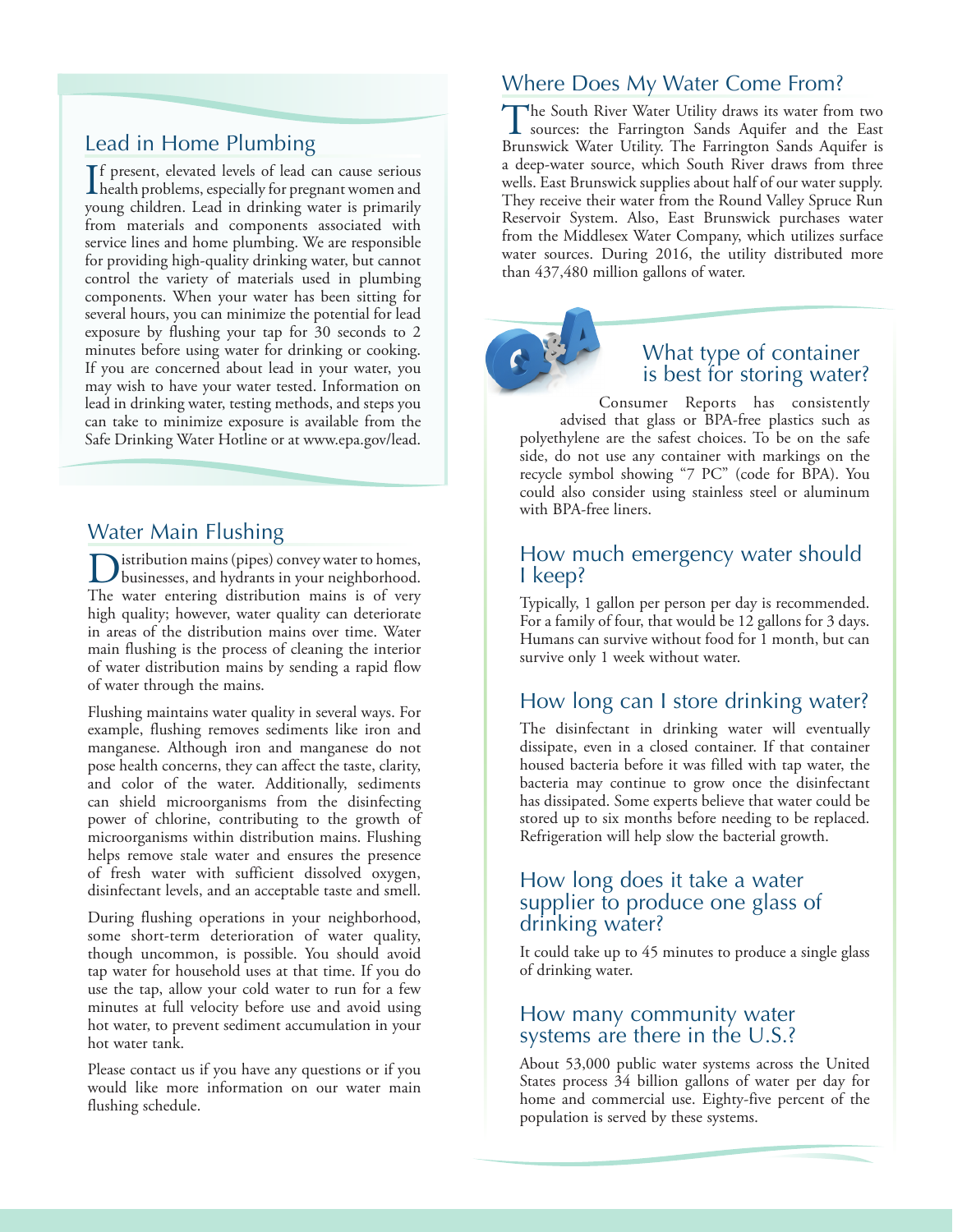## Lead in Home Plumbing

If present, elevated levels of lead can cause serious health problems, especially for pregnant women and young children. Lead in drinking water is primarily from materials and components associated with service lines and home plumbing. We are responsible for providing high-quality drinking water, but cannot control the variety of materials used in plumbing components. When your water has been sitting for several hours, you can minimize the potential for lead exposure by flushing your tap for 30 seconds to 2 minutes before using water for drinking or cooking. If you are concerned about lead in your water, you may wish to have your water tested. Information on lead in drinking water, testing methods, and steps you can take to minimize exposure is available from the Safe Drinking Water Hotline or at www.epa.gov/lead.

## Water Main Flushing

Distribution mains (pipes) convey water to homes, businesses, and hydrants in your neighborhood. The water entering distribution mains is of very high quality; however, water quality can deteriorate in areas of the distribution mains over time. Water main flushing is the process of cleaning the interior of water distribution mains by sending a rapid flow of water through the mains.

Flushing maintains water quality in several ways. For example, flushing removes sediments like iron and manganese. Although iron and manganese do not pose health concerns, they can affect the taste, clarity, and color of the water. Additionally, sediments can shield microorganisms from the disinfecting power of chlorine, contributing to the growth of microorganisms within distribution mains. Flushing helps remove stale water and ensures the presence of fresh water with sufficient dissolved oxygen, disinfectant levels, and an acceptable taste and smell.

During flushing operations in your neighborhood, some short-term deterioration of water quality, though uncommon, is possible. You should avoid tap water for household uses at that time. If you do use the tap, allow your cold water to run for a few minutes at full velocity before use and avoid using hot water, to prevent sediment accumulation in your hot water tank.

Please contact us if you have any questions or if you would like more information on our water main flushing schedule.

## Where Does My Water Come From?

The South River Water Utility draws its water from two sources: the Farrington Sands Aquifer and the East Brunswick Water Utility. The Farrington Sands Aquifer is a deep-water source, which South River draws from three wells. East Brunswick supplies about half of our water supply. They receive their water from the Round Valley Spruce Run Reservoir System. Also, East Brunswick purchases water from the Middlesex Water Company, which utilizes surface water sources. During 2016, the utility distributed more than 437,480 million gallons of water.

## Q&A

### What type of container is best for storing water?

Consumer Reports has consistently advised that glass or BPA-free plastics such as polyethylene are the safest choices. To be on the safe side, do not use any container with markings on the recycle symbol showing "7 PC" (code for BPA). You could also consider using stainless steel or aluminum with BPA-free liners.

### How much emergency water should I keep?

Typically, 1 gallon per person per day is recommended. For a family of four, that would be 12 gallons for 3 days. Humans can survive without food for 1 month, but can survive only 1 week without water.

### How long can I store drinking water?

The disinfectant in drinking water will eventually dissipate, even in a closed container. If that container housed bacteria before it was filled with tap water, the bacteria may continue to grow once the disinfectant has dissipated. Some experts believe that water could be stored up to six months before needing to be replaced. Refrigeration will help slow the bacterial growth.

### How long does it take a water supplier to produce one glass of drinking water?

It could take up to 45 minutes to produce a single glass of drinking water.

### How many community water systems are there in the U.S.?

About 53,000 public water systems across the United States process 34 billion gallons of water per day for home and commercial use. Eighty-five percent of the population is served by these systems.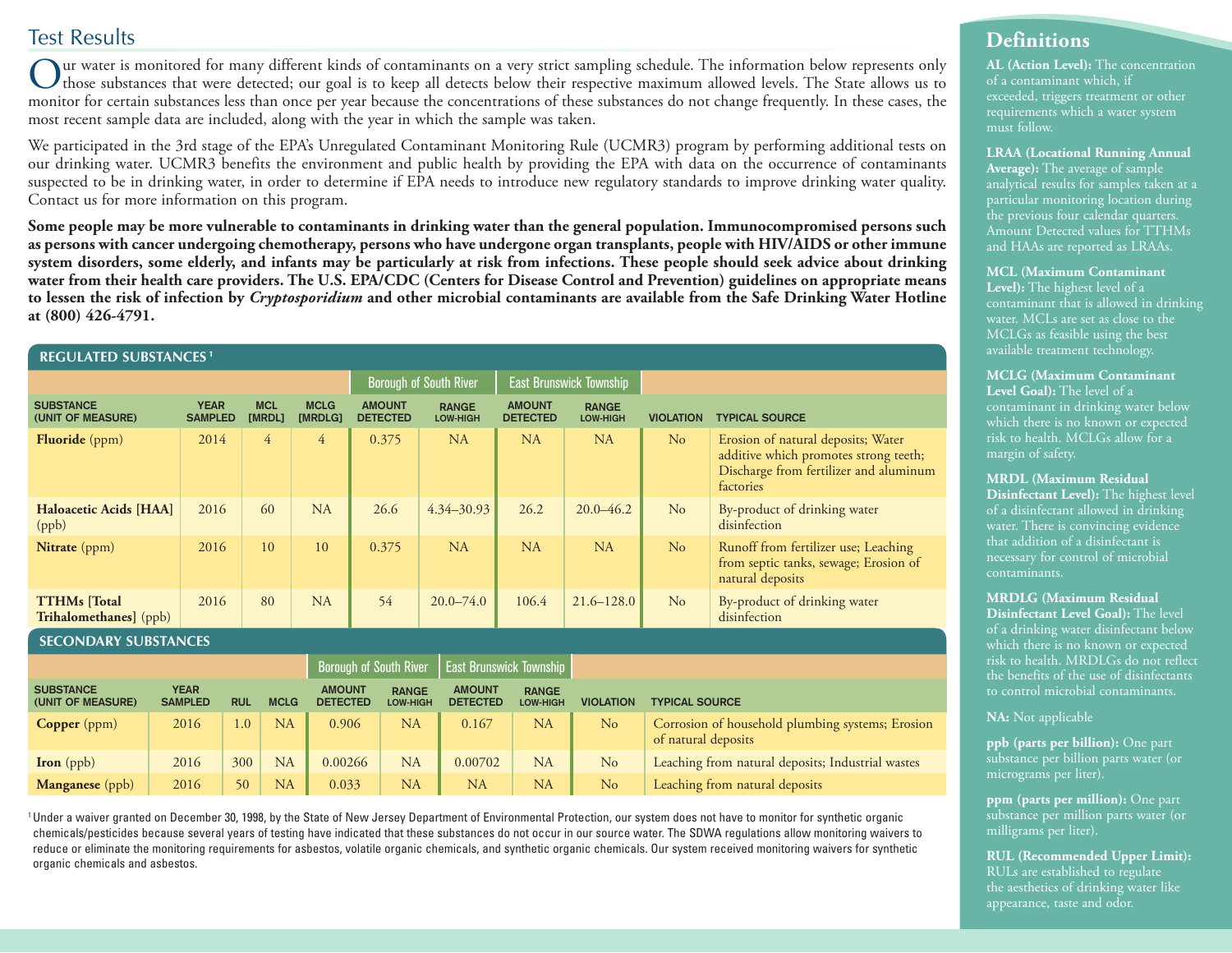## Test Results

Our water is monitored for many different kinds of contaminants on a very strict sampling schedule. The information below represents only those substances that were detected; our goal is to keep all detects below their respective maximum allowed levels. The State allows us to monitor for certain substances less than once per year because the concentrations of these substances do not change frequently. In these cases, the most recent sample data are included, along with the year in which the sample was taken.

We participated in the 3rd stage of the EPA's Unregulated Contaminant Monitoring Rule (UCMR3) program by performing additional tests on our drinking water. UCMR3 benefits the environment and public health by providing the EPA with data on the occurrence of contaminants suspected to be in drinking water, in order to determine if EPA needs to introduce new regulatory standards to improve drinking water quality. Contact us for more information on this program.

**Some people may be more vulnerable to contaminants in drinking water than the general population. Immunocompromised persons such as persons with cancer undergoing chemotherapy, persons who have undergone organ transplants, people with HIV/AIDS or other immune system disorders, some elderly, and infants may be particularly at risk from infections. These people should seek advice about drinking water from their health care providers. The U.S. EPA/CDC (Centers for Disease Control and Prevention) guidelines on appropriate means to lessen the risk of infection by *Cryptosporidium* and other microbial contaminants are available from the Safe Drinking Water Hotline at (800) 426-4791.**

### REGULATED SUBSTANCES[1]

| | | | | Borough of South River | | East Brunswick Township | | | |
|---|---|---|---|---|---|---|---|---|---|
| SUBSTANCE (UNIT OF MEASURE) | YEAR SAMPLED | MCL [MRDL] | MCLG [MRDLG] | AMOUNT DETECTED | RANGE LOW-HIGH | AMOUNT DETECTED | RANGE LOW-HIGH | VIOLATION | TYPICAL SOURCE |
| **Fluoride** (ppm) | 2014 | 4 | 4 | 0.375 | NA | NA | NA | No | Erosion of natural deposits; Water additive which promotes strong teeth; Discharge from fertilizer and aluminum factories |
| **Haloacetic Acids [HAA]** (ppb) | 2016 | 60 | NA | 26.6 | 4.34–30.93 | 26.2 | 20.0–46.2 | No | By-product of drinking water disinfection |
| **Nitrate** (ppm) | 2016 | 10 | 10 | 0.375 | NA | NA | NA | No | Runoff from fertilizer use; Leaching from septic tanks, sewage; Erosion of natural deposits |
| **TTHMs [Total Trihalomethanes]** (ppb) | 2016 | 80 | NA | 54 | 20.0–74.0 | 106.4 | 21.6–128.0 | No | By-product of drinking water disinfection |

### SECONDARY SUBSTANCES

| | | | | Borough of South River | | East Brunswick Township | | | |
|---|---|---|---|---|---|---|---|---|---|
| SUBSTANCE (UNIT OF MEASURE) | YEAR SAMPLED | RUL | MCLG | AMOUNT DETECTED | RANGE LOW-HIGH | AMOUNT DETECTED | RANGE LOW-HIGH | VIOLATION | TYPICAL SOURCE |
| **Copper** (ppm) | 2016 | 1.0 | NA | 0.906 | NA | 0.167 | NA | No | Corrosion of household plumbing systems; Erosion of natural deposits |
| **Iron** (ppb) | 2016 | 300 | NA | 0.00266 | NA | 0.00702 | NA | No | Leaching from natural deposits; Industrial wastes |
| **Manganese** (ppb) | 2016 | 50 | NA | 0.033 | NA | NA | NA | No | Leaching from natural deposits |

[1] Under a waiver granted on December 30, 1998, by the State of New Jersey Department of Environmental Protection, our system does not have to monitor for synthetic organic chemicals/pesticides because several years of testing have indicated that these substances do not occur in our source water. The SDWA regulations allow monitoring waivers to reduce or eliminate the monitoring requirements for asbestos, volatile organic chemicals, and synthetic organic chemicals. Our system received monitoring waivers for synthetic organic chemicals and asbestos.

## Definitions

**AL (Action Level):** The concentration of a contaminant which, if exceeded, triggers treatment or other requirements which a water system must follow.

**LRAA (Locational Running Annual Average):** The average of sample analytical results for samples taken at a particular monitoring location during the previous four calendar quarters. Amount Detected values for TTHMs and HAAs are reported as LRAAs.

**MCL (Maximum Contaminant Level):** The highest level of a contaminant that is allowed in drinking water. MCLs are set as close to the MCLGs as feasible using the best available treatment technology.

**MCLG (Maximum Contaminant Level Goal):** The level of a contaminant in drinking water below which there is no known or expected risk to health. MCLGs allow for a margin of safety.

**MRDL (Maximum Residual Disinfectant Level):** The highest level of a disinfectant allowed in drinking water. There is convincing evidence that addition of a disinfectant is necessary for control of microbial contaminants.

**MRDLG (Maximum Residual Disinfectant Level Goal):** The level of a drinking water disinfectant below which there is no known or expected risk to health. MRDLGs do not reflect the benefits of the use of disinfectants to control microbial contaminants.

**NA:** Not applicable

**ppb (parts per billion):** One part substance per billion parts water (or micrograms per liter).

**ppm (parts per million):** One part substance per million parts water (or milligrams per liter).

**RUL (Recommended Upper Limit):** RULs are established to regulate the aesthetics of drinking water like appearance, taste and odor.